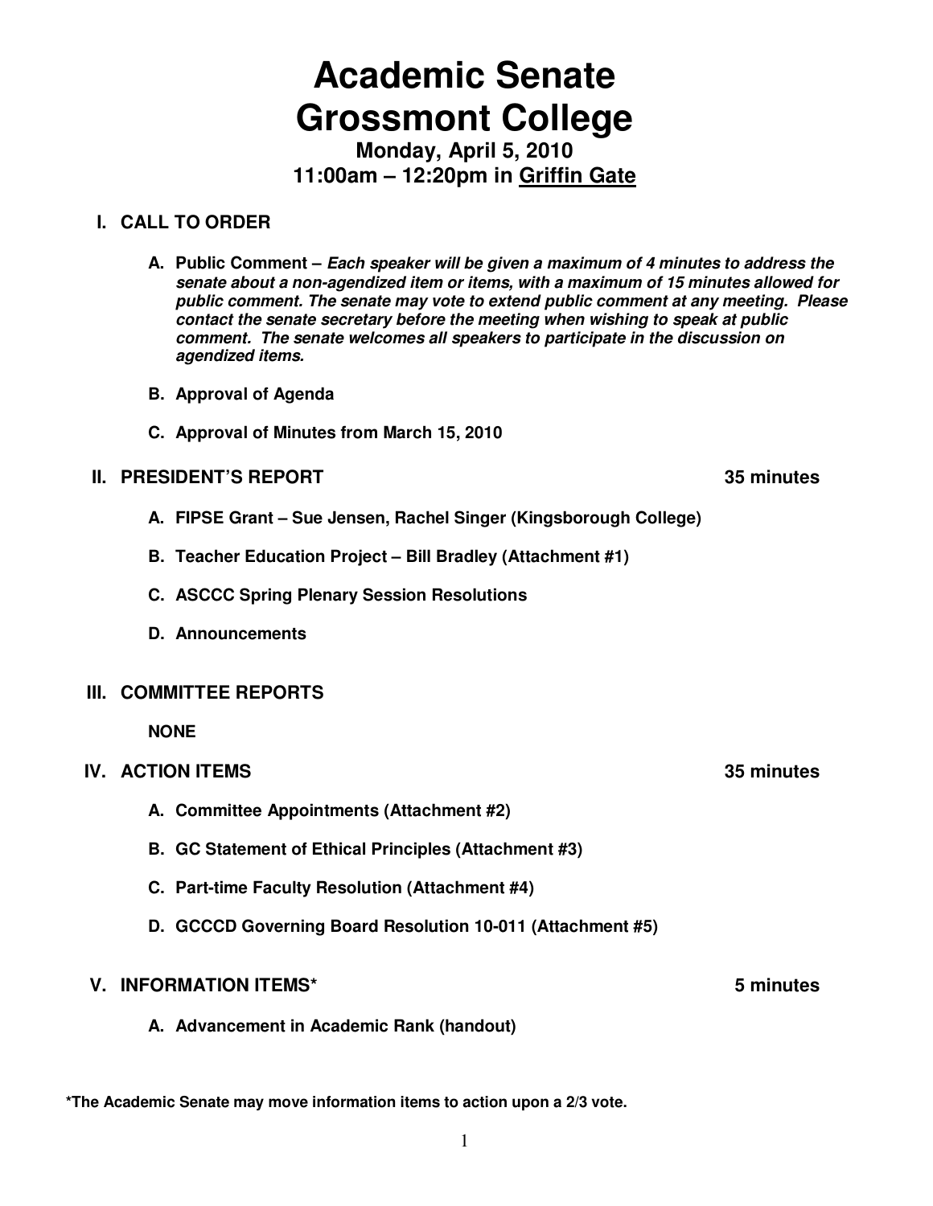# Academic Senate
# Grossmont College

### Monday, April 5, 2010
### 11:00am – 12:20pm in Griffin Gate

## I. CALL TO ORDER

**A. Public Comment –** ***Each speaker will be given a maximum of 4 minutes to address the senate about a non-agendized item or items, with a maximum of 15 minutes allowed for public comment. The senate may vote to extend public comment at any meeting. Please contact the senate secretary before the meeting when wishing to speak at public comment. The senate welcomes all speakers to participate in the discussion on agendized items.***

**B. Approval of Agenda**

**C. Approval of Minutes from March 15, 2010**

## II. PRESIDENT'S REPORT — 35 minutes

**A. FIPSE Grant – Sue Jensen, Rachel Singer (Kingsborough College)**

**B. Teacher Education Project – Bill Bradley (Attachment #1)**

**C. ASCCC Spring Plenary Session Resolutions**

**D. Announcements**

## III. COMMITTEE REPORTS

**NONE**

## IV. ACTION ITEMS — 35 minutes

**A. Committee Appointments (Attachment #2)**

**B. GC Statement of Ethical Principles (Attachment #3)**

**C. Part-time Faculty Resolution (Attachment #4)**

**D. GCCCD Governing Board Resolution 10-011 (Attachment #5)**

## V. INFORMATION ITEMS* — 5 minutes

**A. Advancement in Academic Rank (handout)**

**\*The Academic Senate may move information items to action upon a 2/3 vote.**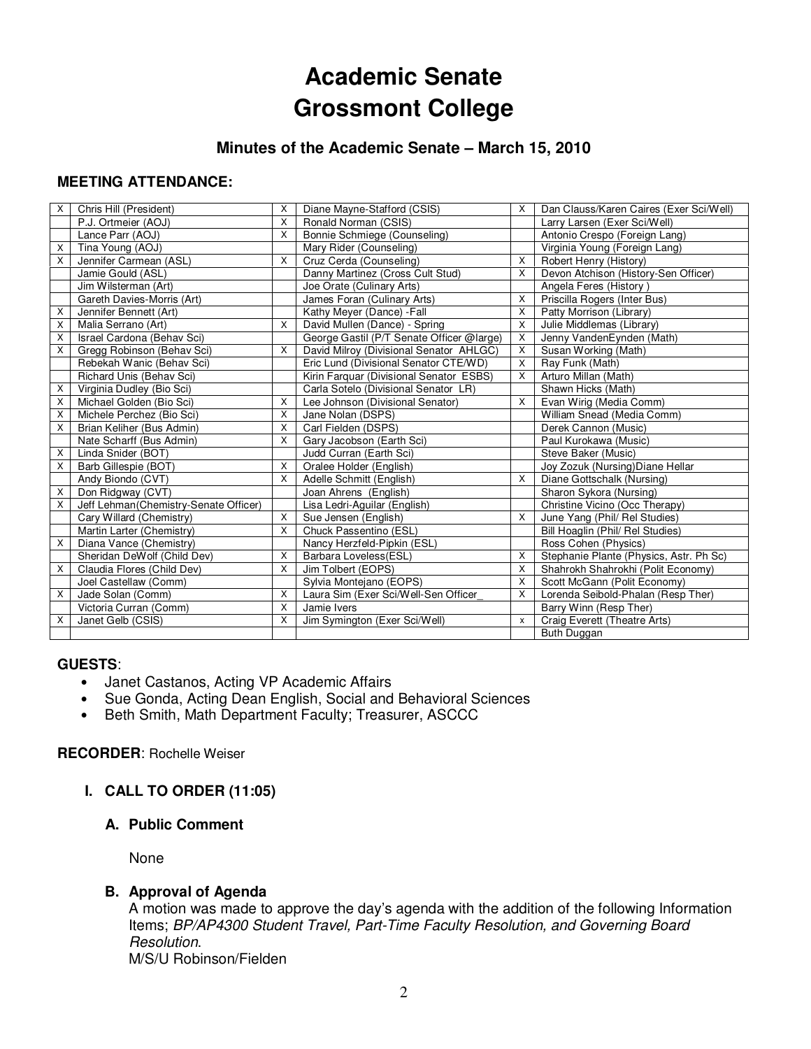# Academic Senate
# Grossmont College

## Minutes of the Academic Senate – March 15, 2010

### MEETING ATTENDANCE:

| | | | | | |
|---|---|---|---|---|---|
| X | Chris Hill (President) | X | Diane Mayne-Stafford (CSIS) | X | Dan Clauss/Karen Caires (Exer Sci/Well) |
| | P.J. Ortmeier (AOJ) | X | Ronald Norman (CSIS) | | Larry Larsen (Exer Sci/Well) |
| | Lance Parr (AOJ) | X | Bonnie Schmiege (Counseling) | | Antonio Crespo (Foreign Lang) |
| X | Tina Young (AOJ) | | Mary Rider (Counseling) | | Virginia Young (Foreign Lang) |
| X | Jennifer Carmean (ASL) | X | Cruz Cerda (Counseling) | X | Robert Henry (History) |
| | Jamie Gould (ASL) | | Danny Martinez (Cross Cult Stud) | X | Devon Atchison (History-Sen Officer) |
| | Jim Wilsterman (Art) | | Joe Orate (Culinary Arts) | | Angela Feres (History ) |
| | Gareth Davies-Morris (Art) | | James Foran (Culinary Arts) | X | Priscilla Rogers (Inter Bus) |
| X | Jennifer Bennett (Art) | | Kathy Meyer (Dance) -Fall | X | Patty Morrison (Library) |
| X | Malia Serrano (Art) | X | David Mullen (Dance) - Spring | X | Julie Middlemas (Library) |
| X | Israel Cardona (Behav Sci) | | George Gastil (P/T Senate Officer @large) | X | Jenny VandenEynden (Math) |
| X | Gregg Robinson (Behav Sci) | X | David Milroy (Divisional Senator AHLGC) | X | Susan Working (Math) |
| | Rebekah Wanic (Behav Sci) | | Eric Lund (Divisional Senator CTE/WD) | X | Ray Funk (Math) |
| | Richard Unis (Behav Sci) | | Kirin Farquar (Divisional Senator ESBS) | X | Arturo Millan (Math) |
| X | Virginia Dudley (Bio Sci) | | Carla Sotelo (Divisional Senator LR) | | Shawn Hicks (Math) |
| X | Michael Golden (Bio Sci) | X | Lee Johnson (Divisional Senator) | X | Evan Wirig (Media Comm) |
| X | Michele Perchez (Bio Sci) | X | Jane Nolan (DSPS) | | William Snead (Media Comm) |
| X | Brian Keliher (Bus Admin) | X | Carl Fielden (DSPS) | | Derek Cannon (Music) |
| | Nate Scharff (Bus Admin) | X | Gary Jacobson (Earth Sci) | | Paul Kurokawa (Music) |
| X | Linda Snider (BOT) | | Judd Curran (Earth Sci) | | Steve Baker (Music) |
| X | Barb Gillespie (BOT) | X | Oralee Holder (English) | | Joy Zozuk (Nursing)Diane Hellar |
| | Andy Biondo (CVT) | X | Adelle Schmitt (English) | X | Diane Gottschalk (Nursing) |
| X | Don Ridgway (CVT) | | Joan Ahrens (English) | | Sharon Sykora (Nursing) |
| X | Jeff Lehman(Chemistry-Senate Officer) | | Lisa Ledri-Aguilar (English) | | Christine Vicino (Occ Therapy) |
| | Cary Willard (Chemistry) | X | Sue Jensen (English) | X | June Yang (Phil/ Rel Studies) |
| | Martin Larter (Chemistry) | X | Chuck Passentino (ESL) | | Bill Hoaglin (Phil/ Rel Studies) |
| X | Diana Vance (Chemistry) | | Nancy Herzfeld-Pipkin (ESL) | | Ross Cohen (Physics) |
| | Sheridan DeWolf (Child Dev) | X | Barbara Loveless(ESL) | X | Stephanie Plante (Physics, Astr. Ph Sc) |
| X | Claudia Flores (Child Dev) | X | Jim Tolbert (EOPS) | X | Shahrokh Shahrokhi (Polit Economy) |
| | Joel Castellaw (Comm) | | Sylvia Montejano (EOPS) | X | Scott McGann (Polit Economy) |
| X | Jade Solan (Comm) | X | Laura Sim (Exer Sci/Well-Sen Officer_ | X | Lorenda Seibold-Phalan (Resp Ther) |
| | Victoria Curran (Comm) | X | Jamie Ivers | | Barry Winn (Resp Ther) |
| X | Janet Gelb (CSIS) | X | Jim Symington (Exer Sci/Well) | x | Craig Everett (Theatre Arts) |
| | | | | | Buth Duggan |

**GUESTS**:

- Janet Castanos, Acting VP Academic Affairs
- Sue Gonda, Acting Dean English, Social and Behavioral Sciences
- Beth Smith, Math Department Faculty; Treasurer, ASCCC

**RECORDER**: Rochelle Weiser

## I. CALL TO ORDER (11:05)

### A. Public Comment

None

### B. Approval of Agenda

A motion was made to approve the day's agenda with the addition of the following Information Items; *BP/AP4300 Student Travel, Part-Time Faculty Resolution, and Governing Board Resolution*.
M/S/U Robinson/Fielden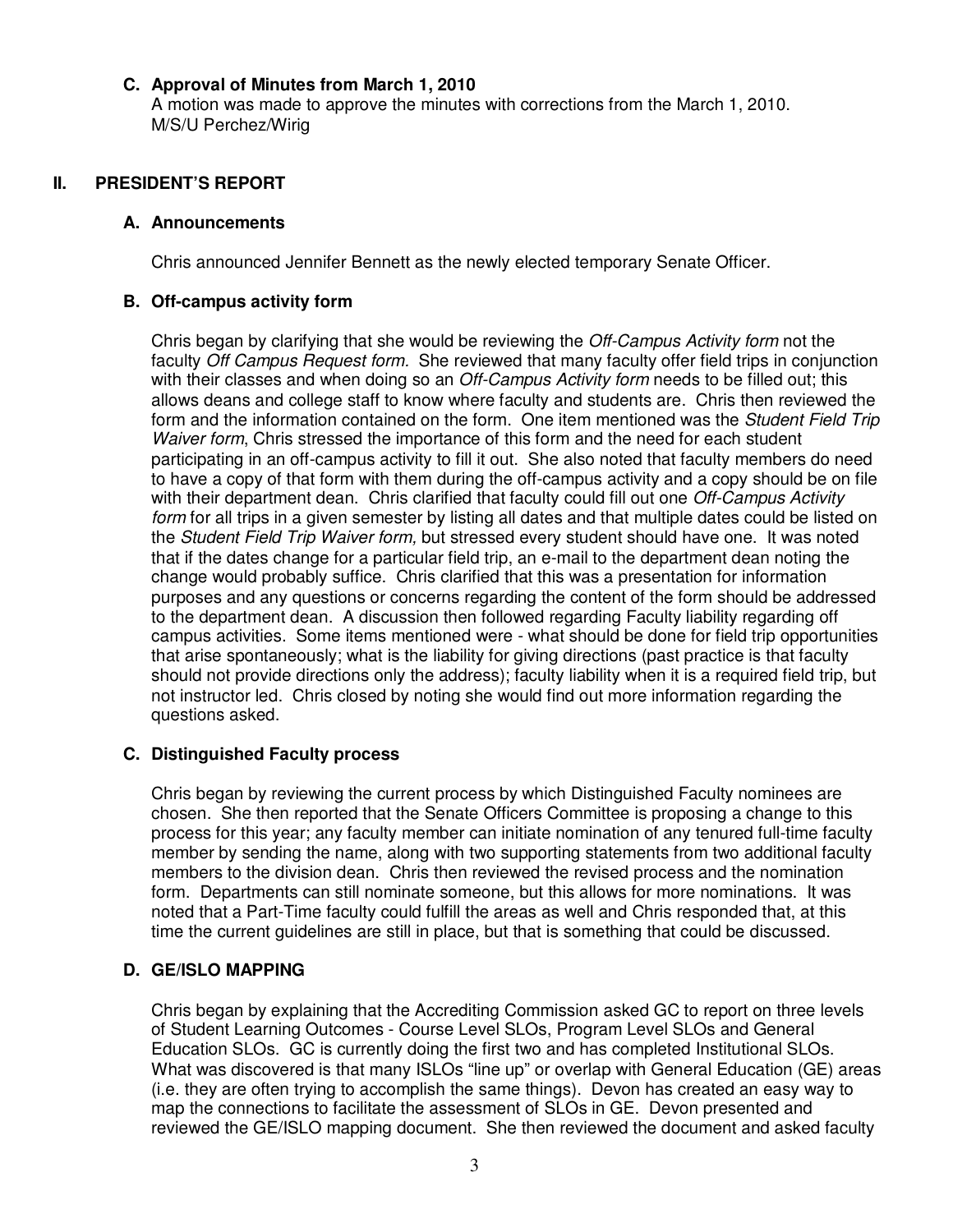### C. Approval of Minutes from March 1, 2010

A motion was made to approve the minutes with corrections from the March 1, 2010.
M/S/U Perchez/Wirig

## II. PRESIDENT'S REPORT

### A. Announcements

Chris announced Jennifer Bennett as the newly elected temporary Senate Officer.

### B. Off-campus activity form

Chris began by clarifying that she would be reviewing the *Off-Campus Activity form* not the faculty *Off Campus Request form.* She reviewed that many faculty offer field trips in conjunction with their classes and when doing so an *Off-Campus Activity form* needs to be filled out; this allows deans and college staff to know where faculty and students are. Chris then reviewed the form and the information contained on the form. One item mentioned was the *Student Field Trip Waiver form*, Chris stressed the importance of this form and the need for each student participating in an off-campus activity to fill it out. She also noted that faculty members do need to have a copy of that form with them during the off-campus activity and a copy should be on file with their department dean. Chris clarified that faculty could fill out one *Off-Campus Activity form* for all trips in a given semester by listing all dates and that multiple dates could be listed on the *Student Field Trip Waiver form,* but stressed every student should have one. It was noted that if the dates change for a particular field trip, an e-mail to the department dean noting the change would probably suffice. Chris clarified that this was a presentation for information purposes and any questions or concerns regarding the content of the form should be addressed to the department dean. A discussion then followed regarding Faculty liability regarding off campus activities. Some items mentioned were - what should be done for field trip opportunities that arise spontaneously; what is the liability for giving directions (past practice is that faculty should not provide directions only the address); faculty liability when it is a required field trip, but not instructor led. Chris closed by noting she would find out more information regarding the questions asked.

### C. Distinguished Faculty process

Chris began by reviewing the current process by which Distinguished Faculty nominees are chosen. She then reported that the Senate Officers Committee is proposing a change to this process for this year; any faculty member can initiate nomination of any tenured full-time faculty member by sending the name, along with two supporting statements from two additional faculty members to the division dean. Chris then reviewed the revised process and the nomination form. Departments can still nominate someone, but this allows for more nominations. It was noted that a Part-Time faculty could fulfill the areas as well and Chris responded that, at this time the current guidelines are still in place, but that is something that could be discussed.

### D. GE/ISLO MAPPING

Chris began by explaining that the Accrediting Commission asked GC to report on three levels of Student Learning Outcomes - Course Level SLOs, Program Level SLOs and General Education SLOs. GC is currently doing the first two and has completed Institutional SLOs. What was discovered is that many ISLOs "line up" or overlap with General Education (GE) areas (i.e. they are often trying to accomplish the same things). Devon has created an easy way to map the connections to facilitate the assessment of SLOs in GE. Devon presented and reviewed the GE/ISLO mapping document. She then reviewed the document and asked faculty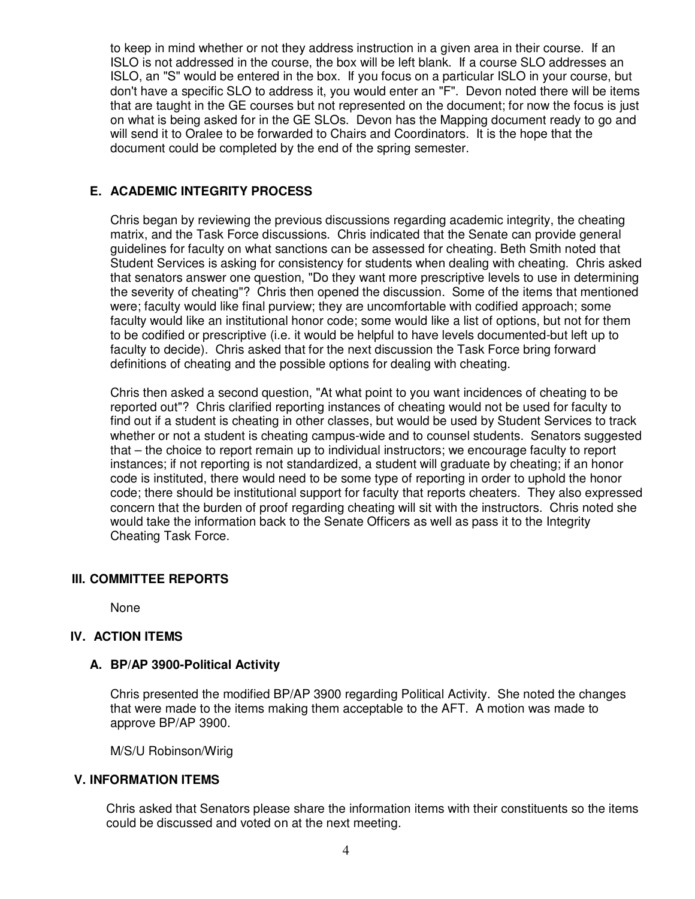to keep in mind whether or not they address instruction in a given area in their course. If an ISLO is not addressed in the course, the box will be left blank. If a course SLO addresses an ISLO, an "S" would be entered in the box. If you focus on a particular ISLO in your course, but don't have a specific SLO to address it, you would enter an "F". Devon noted there will be items that are taught in the GE courses but not represented on the document; for now the focus is just on what is being asked for in the GE SLOs. Devon has the Mapping document ready to go and will send it to Oralee to be forwarded to Chairs and Coordinators. It is the hope that the document could be completed by the end of the spring semester.

### E. ACADEMIC INTEGRITY PROCESS

Chris began by reviewing the previous discussions regarding academic integrity, the cheating matrix, and the Task Force discussions. Chris indicated that the Senate can provide general guidelines for faculty on what sanctions can be assessed for cheating. Beth Smith noted that Student Services is asking for consistency for students when dealing with cheating. Chris asked that senators answer one question, "Do they want more prescriptive levels to use in determining the severity of cheating"? Chris then opened the discussion. Some of the items that mentioned were; faculty would like final purview; they are uncomfortable with codified approach; some faculty would like an institutional honor code; some would like a list of options, but not for them to be codified or prescriptive (i.e. it would be helpful to have levels documented-but left up to faculty to decide). Chris asked that for the next discussion the Task Force bring forward definitions of cheating and the possible options for dealing with cheating.

Chris then asked a second question, "At what point to you want incidences of cheating to be reported out"? Chris clarified reporting instances of cheating would not be used for faculty to find out if a student is cheating in other classes, but would be used by Student Services to track whether or not a student is cheating campus-wide and to counsel students. Senators suggested that – the choice to report remain up to individual instructors; we encourage faculty to report instances; if not reporting is not standardized, a student will graduate by cheating; if an honor code is instituted, there would need to be some type of reporting in order to uphold the honor code; there should be institutional support for faculty that reports cheaters. They also expressed concern that the burden of proof regarding cheating will sit with the instructors. Chris noted she would take the information back to the Senate Officers as well as pass it to the Integrity Cheating Task Force.

## III. COMMITTEE REPORTS

None

## IV. ACTION ITEMS

### A. BP/AP 3900-Political Activity

Chris presented the modified BP/AP 3900 regarding Political Activity. She noted the changes that were made to the items making them acceptable to the AFT. A motion was made to approve BP/AP 3900.

M/S/U Robinson/Wirig

## V. INFORMATION ITEMS

Chris asked that Senators please share the information items with their constituents so the items could be discussed and voted on at the next meeting.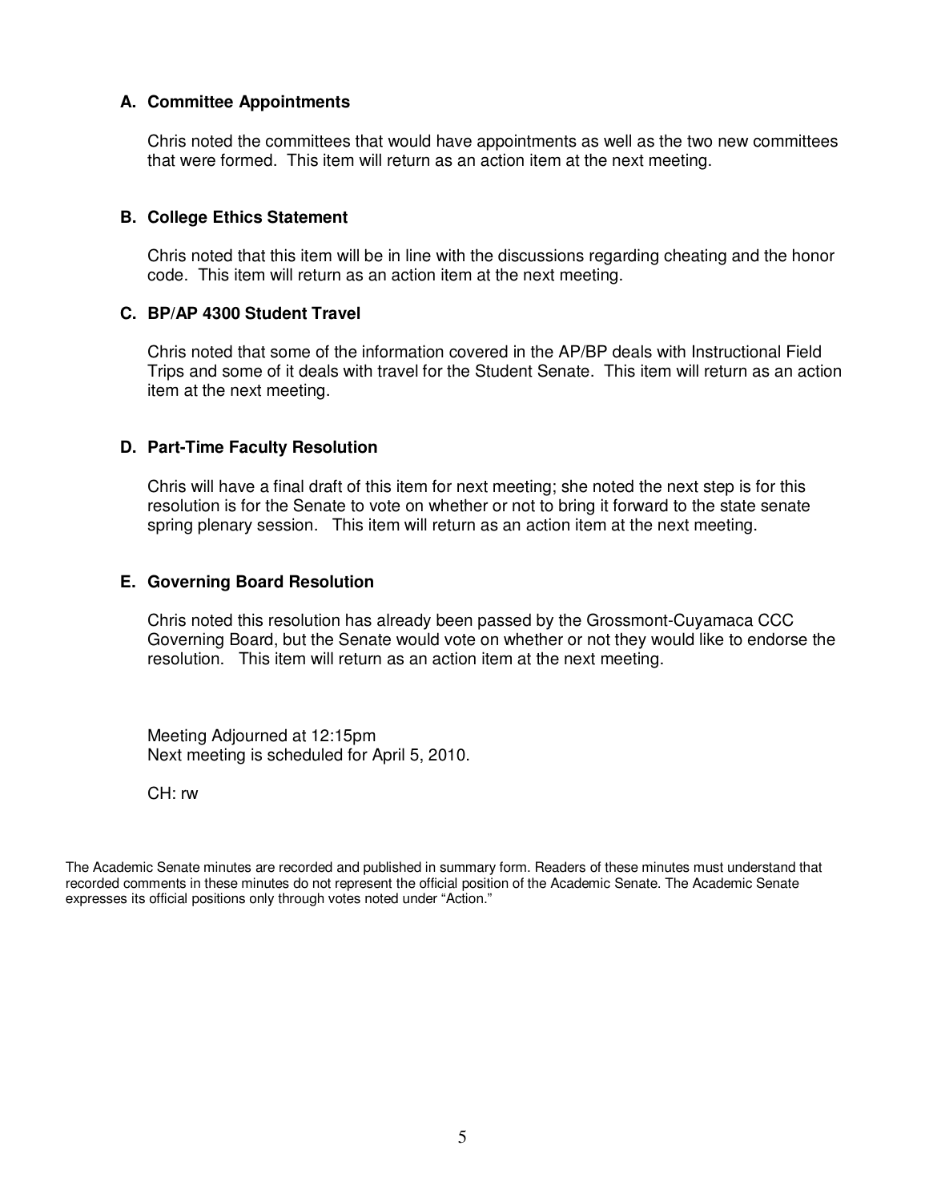### A. Committee Appointments

Chris noted the committees that would have appointments as well as the two new committees that were formed. This item will return as an action item at the next meeting.

### B. College Ethics Statement

Chris noted that this item will be in line with the discussions regarding cheating and the honor code. This item will return as an action item at the next meeting.

### C. BP/AP 4300 Student Travel

Chris noted that some of the information covered in the AP/BP deals with Instructional Field Trips and some of it deals with travel for the Student Senate. This item will return as an action item at the next meeting.

### D. Part-Time Faculty Resolution

Chris will have a final draft of this item for next meeting; she noted the next step is for this resolution is for the Senate to vote on whether or not to bring it forward to the state senate spring plenary session. This item will return as an action item at the next meeting.

### E. Governing Board Resolution

Chris noted this resolution has already been passed by the Grossmont-Cuyamaca CCC Governing Board, but the Senate would vote on whether or not they would like to endorse the resolution. This item will return as an action item at the next meeting.

Meeting Adjourned at 12:15pm
Next meeting is scheduled for April 5, 2010.

CH: rw

The Academic Senate minutes are recorded and published in summary form. Readers of these minutes must understand that recorded comments in these minutes do not represent the official position of the Academic Senate. The Academic Senate expresses its official positions only through votes noted under "Action."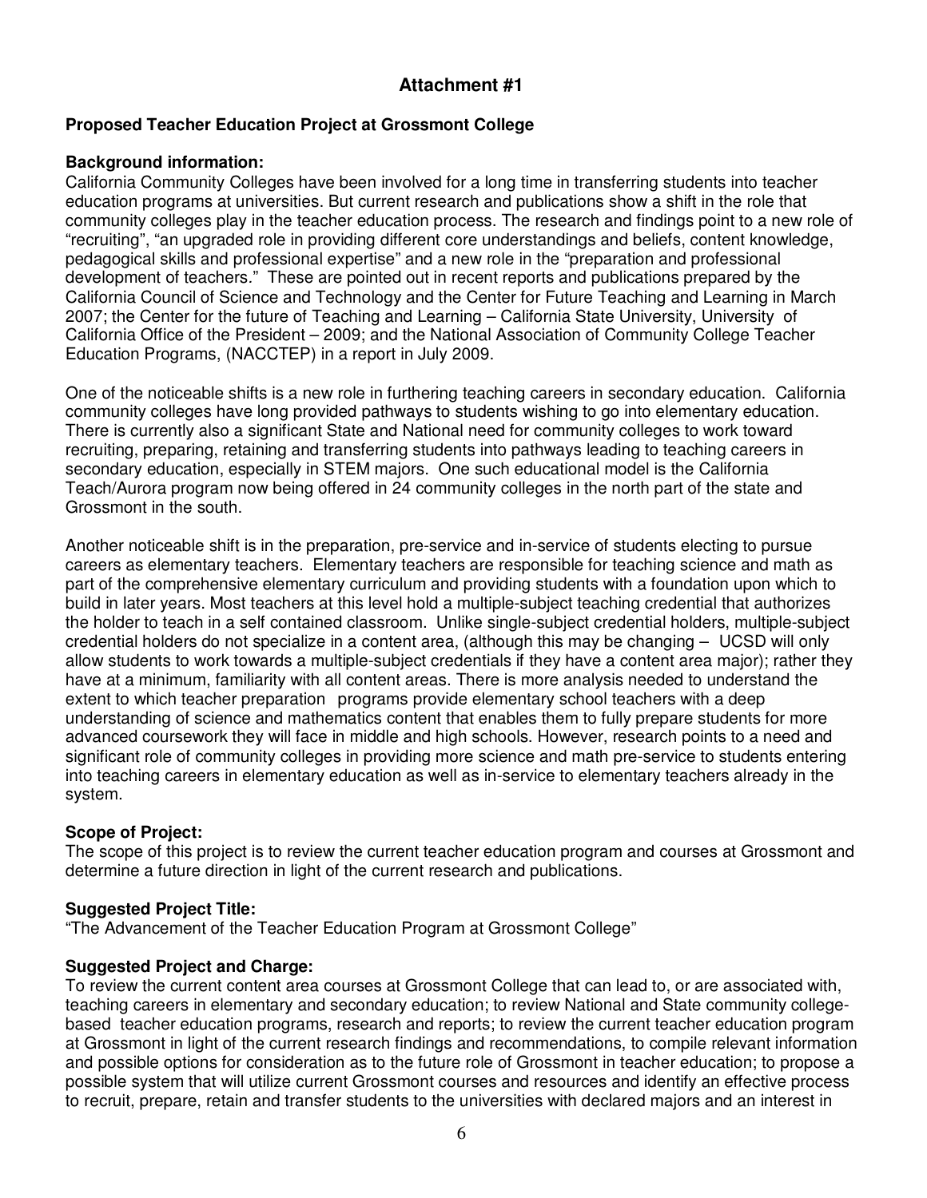## Attachment #1

**Proposed Teacher Education Project at Grossmont College**

**Background information:**
California Community Colleges have been involved for a long time in transferring students into teacher education programs at universities. But current research and publications show a shift in the role that community colleges play in the teacher education process. The research and findings point to a new role of "recruiting", "an upgraded role in providing different core understandings and beliefs, content knowledge, pedagogical skills and professional expertise" and a new role in the "preparation and professional development of teachers." These are pointed out in recent reports and publications prepared by the California Council of Science and Technology and the Center for Future Teaching and Learning in March 2007; the Center for the future of Teaching and Learning – California State University, University of California Office of the President – 2009; and the National Association of Community College Teacher Education Programs, (NACCTEP) in a report in July 2009.

One of the noticeable shifts is a new role in furthering teaching careers in secondary education. California community colleges have long provided pathways to students wishing to go into elementary education. There is currently also a significant State and National need for community colleges to work toward recruiting, preparing, retaining and transferring students into pathways leading to teaching careers in secondary education, especially in STEM majors. One such educational model is the California Teach/Aurora program now being offered in 24 community colleges in the north part of the state and Grossmont in the south.

Another noticeable shift is in the preparation, pre-service and in-service of students electing to pursue careers as elementary teachers. Elementary teachers are responsible for teaching science and math as part of the comprehensive elementary curriculum and providing students with a foundation upon which to build in later years. Most teachers at this level hold a multiple-subject teaching credential that authorizes the holder to teach in a self contained classroom. Unlike single-subject credential holders, multiple-subject credential holders do not specialize in a content area, (although this may be changing – UCSD will only allow students to work towards a multiple-subject credentials if they have a content area major); rather they have at a minimum, familiarity with all content areas. There is more analysis needed to understand the extent to which teacher preparation programs provide elementary school teachers with a deep understanding of science and mathematics content that enables them to fully prepare students for more advanced coursework they will face in middle and high schools. However, research points to a need and significant role of community colleges in providing more science and math pre-service to students entering into teaching careers in elementary education as well as in-service to elementary teachers already in the system.

**Scope of Project:**
The scope of this project is to review the current teacher education program and courses at Grossmont and determine a future direction in light of the current research and publications.

**Suggested Project Title:**
"The Advancement of the Teacher Education Program at Grossmont College"

**Suggested Project and Charge:**
To review the current content area courses at Grossmont College that can lead to, or are associated with, teaching careers in elementary and secondary education; to review National and State community college-based teacher education programs, research and reports; to review the current teacher education program at Grossmont in light of the current research findings and recommendations, to compile relevant information and possible options for consideration as to the future role of Grossmont in teacher education; to propose a possible system that will utilize current Grossmont courses and resources and identify an effective process to recruit, prepare, retain and transfer students to the universities with declared majors and an interest in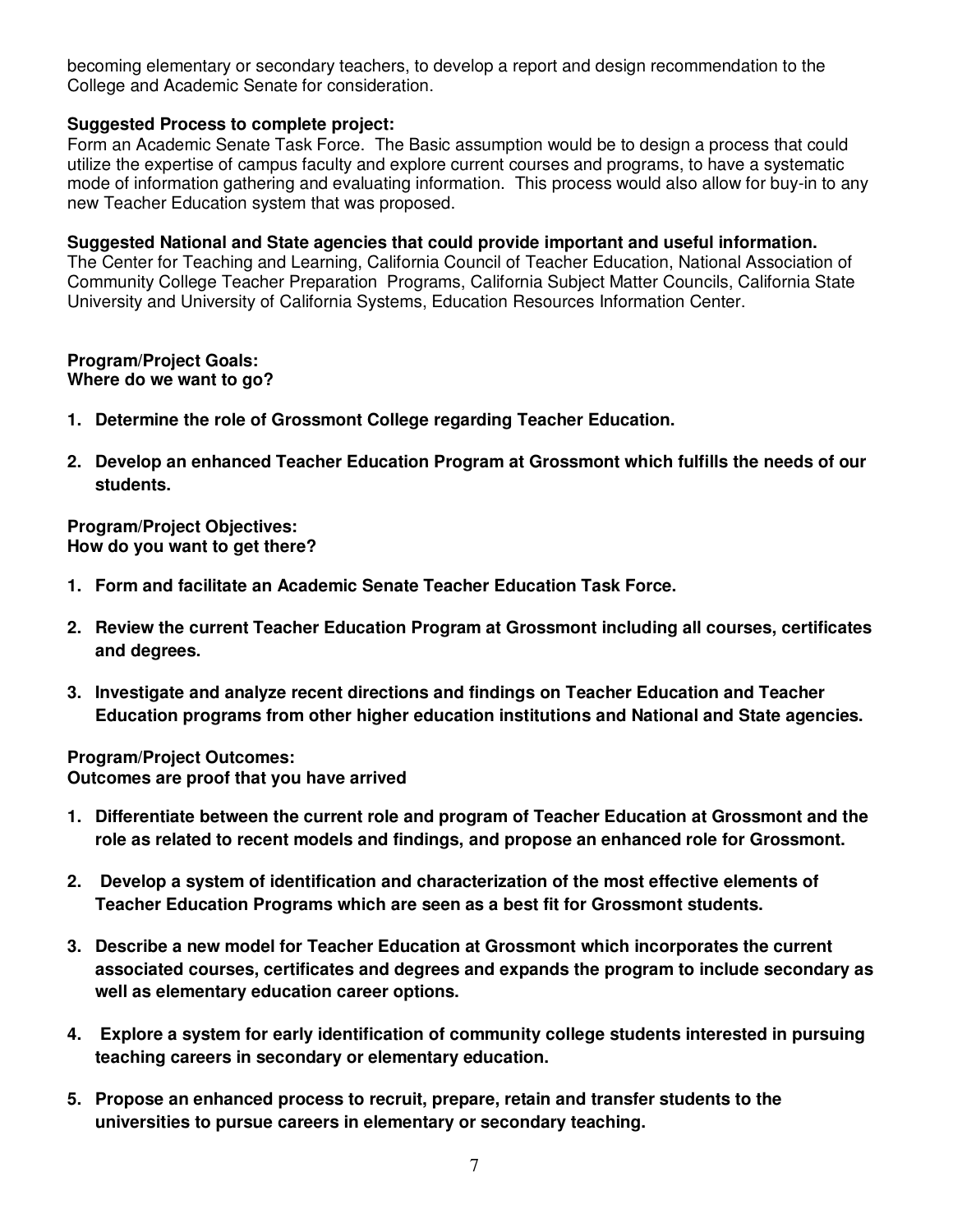becoming elementary or secondary teachers, to develop a report and design recommendation to the College and Academic Senate for consideration.

**Suggested Process to complete project:**
Form an Academic Senate Task Force. The Basic assumption would be to design a process that could utilize the expertise of campus faculty and explore current courses and programs, to have a systematic mode of information gathering and evaluating information. This process would also allow for buy-in to any new Teacher Education system that was proposed.

**Suggested National and State agencies that could provide important and useful information.**
The Center for Teaching and Learning, California Council of Teacher Education, National Association of Community College Teacher Preparation Programs, California Subject Matter Councils, California State University and University of California Systems, Education Resources Information Center.

**Program/Project Goals:**
**Where do we want to go?**

1. **Determine the role of Grossmont College regarding Teacher Education.**
2. **Develop an enhanced Teacher Education Program at Grossmont which fulfills the needs of our students.**

**Program/Project Objectives:**
**How do you want to get there?**

1. **Form and facilitate an Academic Senate Teacher Education Task Force.**
2. **Review the current Teacher Education Program at Grossmont including all courses, certificates and degrees.**
3. **Investigate and analyze recent directions and findings on Teacher Education and Teacher Education programs from other higher education institutions and National and State agencies.**

**Program/Project Outcomes:**
**Outcomes are proof that you have arrived**

1. **Differentiate between the current role and program of Teacher Education at Grossmont and the role as related to recent models and findings, and propose an enhanced role for Grossmont.**
2. **Develop a system of identification and characterization of the most effective elements of Teacher Education Programs which are seen as a best fit for Grossmont students.**
3. **Describe a new model for Teacher Education at Grossmont which incorporates the current associated courses, certificates and degrees and expands the program to include secondary as well as elementary education career options.**
4. **Explore a system for early identification of community college students interested in pursuing teaching careers in secondary or elementary education.**
5. **Propose an enhanced process to recruit, prepare, retain and transfer students to the universities to pursue careers in elementary or secondary teaching.**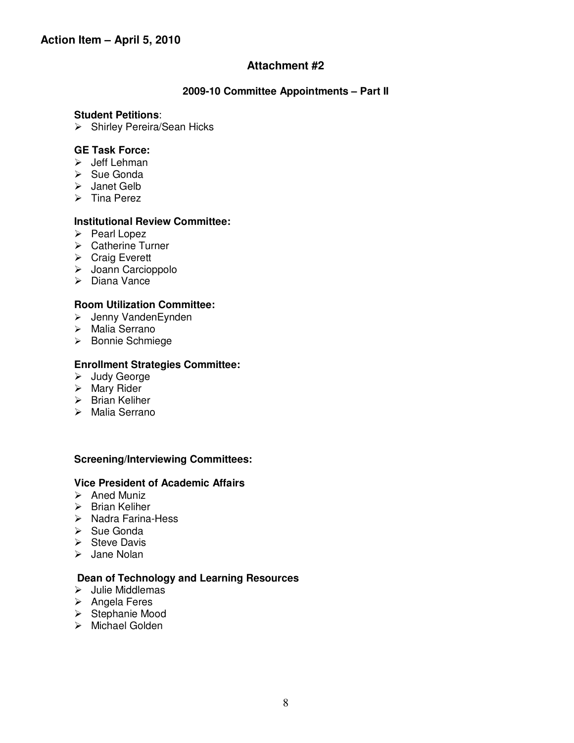**Action Item – April 5, 2010**

## Attachment #2

### 2009-10 Committee Appointments – Part II

**Student Petitions**:

- Shirley Pereira/Sean Hicks

**GE Task Force:**

- Jeff Lehman
- Sue Gonda
- Janet Gelb
- Tina Perez

**Institutional Review Committee:**

- Pearl Lopez
- Catherine Turner
- Craig Everett
- Joann Carcioppolo
- Diana Vance

**Room Utilization Committee:**

- Jenny VandenEynden
- Malia Serrano
- Bonnie Schmiege

**Enrollment Strategies Committee:**

- Judy George
- Mary Rider
- Brian Keliher
- Malia Serrano

**Screening/Interviewing Committees:**

**Vice President of Academic Affairs**

- Aned Muniz
- Brian Keliher
- Nadra Farina-Hess
- Sue Gonda
- Steve Davis
- Jane Nolan

**Dean of Technology and Learning Resources**

- Julie Middlemas
- Angela Feres
- Stephanie Mood
- Michael Golden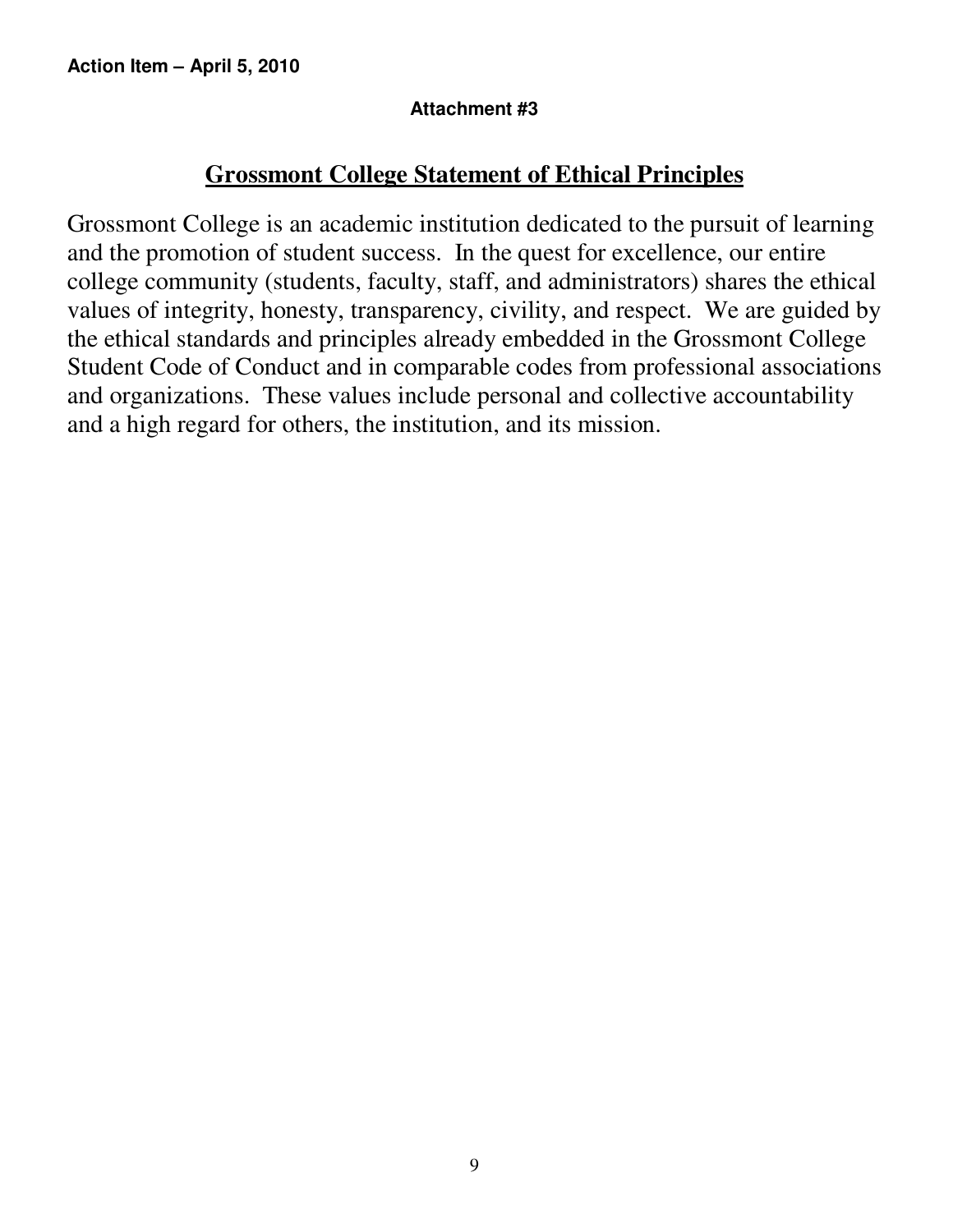**Action Item – April 5, 2010**

**Attachment #3**

## Grossmont College Statement of Ethical Principles

Grossmont College is an academic institution dedicated to the pursuit of learning and the promotion of student success. In the quest for excellence, our entire college community (students, faculty, staff, and administrators) shares the ethical values of integrity, honesty, transparency, civility, and respect. We are guided by the ethical standards and principles already embedded in the Grossmont College Student Code of Conduct and in comparable codes from professional associations and organizations. These values include personal and collective accountability and a high regard for others, the institution, and its mission.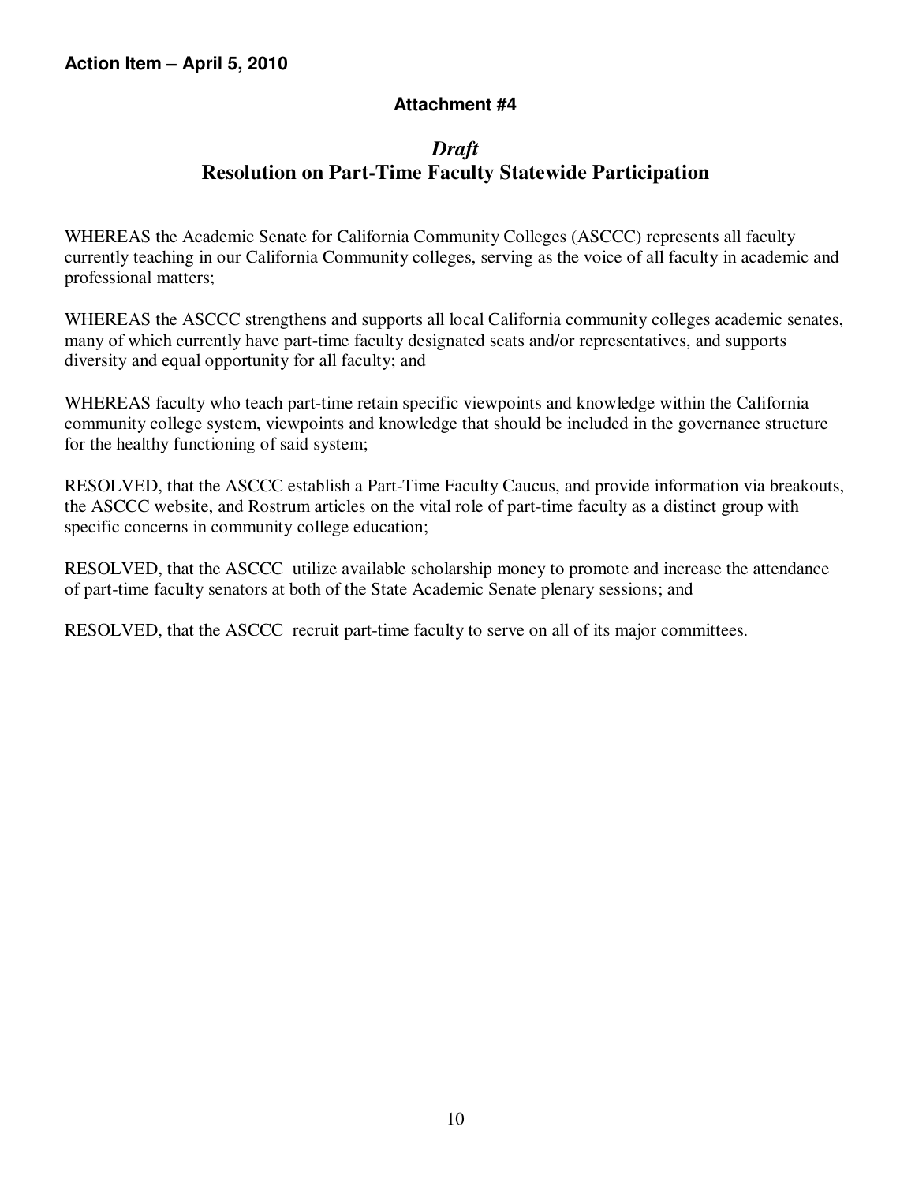**Action Item – April 5, 2010**

**Attachment #4**

## *Draft*
## Resolution on Part-Time Faculty Statewide Participation

WHEREAS the Academic Senate for California Community Colleges (ASCCC) represents all faculty currently teaching in our California Community colleges, serving as the voice of all faculty in academic and professional matters;

WHEREAS the ASCCC strengthens and supports all local California community colleges academic senates, many of which currently have part-time faculty designated seats and/or representatives, and supports diversity and equal opportunity for all faculty; and

WHEREAS faculty who teach part-time retain specific viewpoints and knowledge within the California community college system, viewpoints and knowledge that should be included in the governance structure for the healthy functioning of said system;

RESOLVED, that the ASCCC establish a Part-Time Faculty Caucus, and provide information via breakouts, the ASCCC website, and Rostrum articles on the vital role of part-time faculty as a distinct group with specific concerns in community college education;

RESOLVED, that the ASCCC utilize available scholarship money to promote and increase the attendance of part-time faculty senators at both of the State Academic Senate plenary sessions; and

RESOLVED, that the ASCCC recruit part-time faculty to serve on all of its major committees.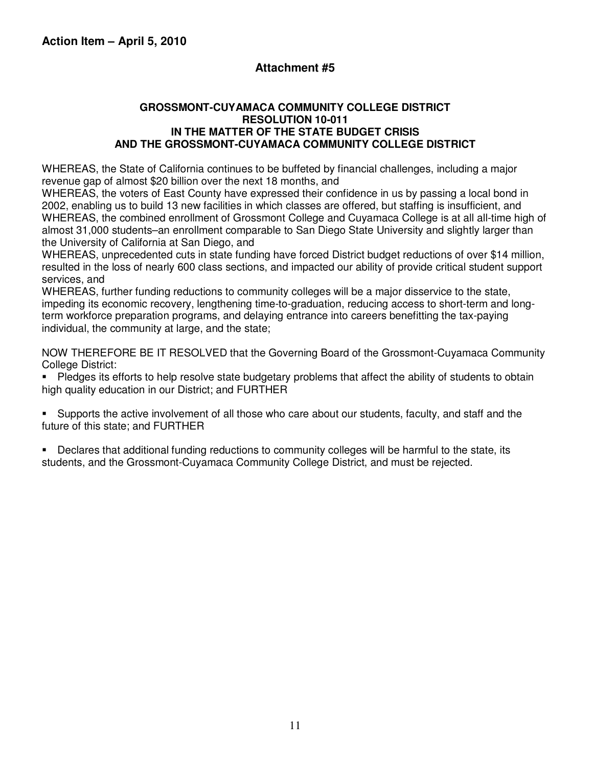**Action Item – April 5, 2010**

**Attachment #5**

**GROSSMONT-CUYAMACA COMMUNITY COLLEGE DISTRICT**
**RESOLUTION 10-011**
**IN THE MATTER OF THE STATE BUDGET CRISIS**
**AND THE GROSSMONT-CUYAMACA COMMUNITY COLLEGE DISTRICT**

WHEREAS, the State of California continues to be buffeted by financial challenges, including a major revenue gap of almost $20 billion over the next 18 months, and
WHEREAS, the voters of East County have expressed their confidence in us by passing a local bond in 2002, enabling us to build 13 new facilities in which classes are offered, but staffing is insufficient, and
WHEREAS, the combined enrollment of Grossmont College and Cuyamaca College is at all all-time high of almost 31,000 students–an enrollment comparable to San Diego State University and slightly larger than the University of California at San Diego, and
WHEREAS, unprecedented cuts in state funding have forced District budget reductions of over $14 million, resulted in the loss of nearly 600 class sections, and impacted our ability of provide critical student support services, and
WHEREAS, further funding reductions to community colleges will be a major disservice to the state, impeding its economic recovery, lengthening time-to-graduation, reducing access to short-term and long-term workforce preparation programs, and delaying entrance into careers benefitting the tax-paying individual, the community at large, and the state;

NOW THEREFORE BE IT RESOLVED that the Governing Board of the Grossmont-Cuyamaca Community College District:

- Pledges its efforts to help resolve state budgetary problems that affect the ability of students to obtain high quality education in our District; and FURTHER
- Supports the active involvement of all those who care about our students, faculty, and staff and the future of this state; and FURTHER
- Declares that additional funding reductions to community colleges will be harmful to the state, its students, and the Grossmont-Cuyamaca Community College District, and must be rejected.